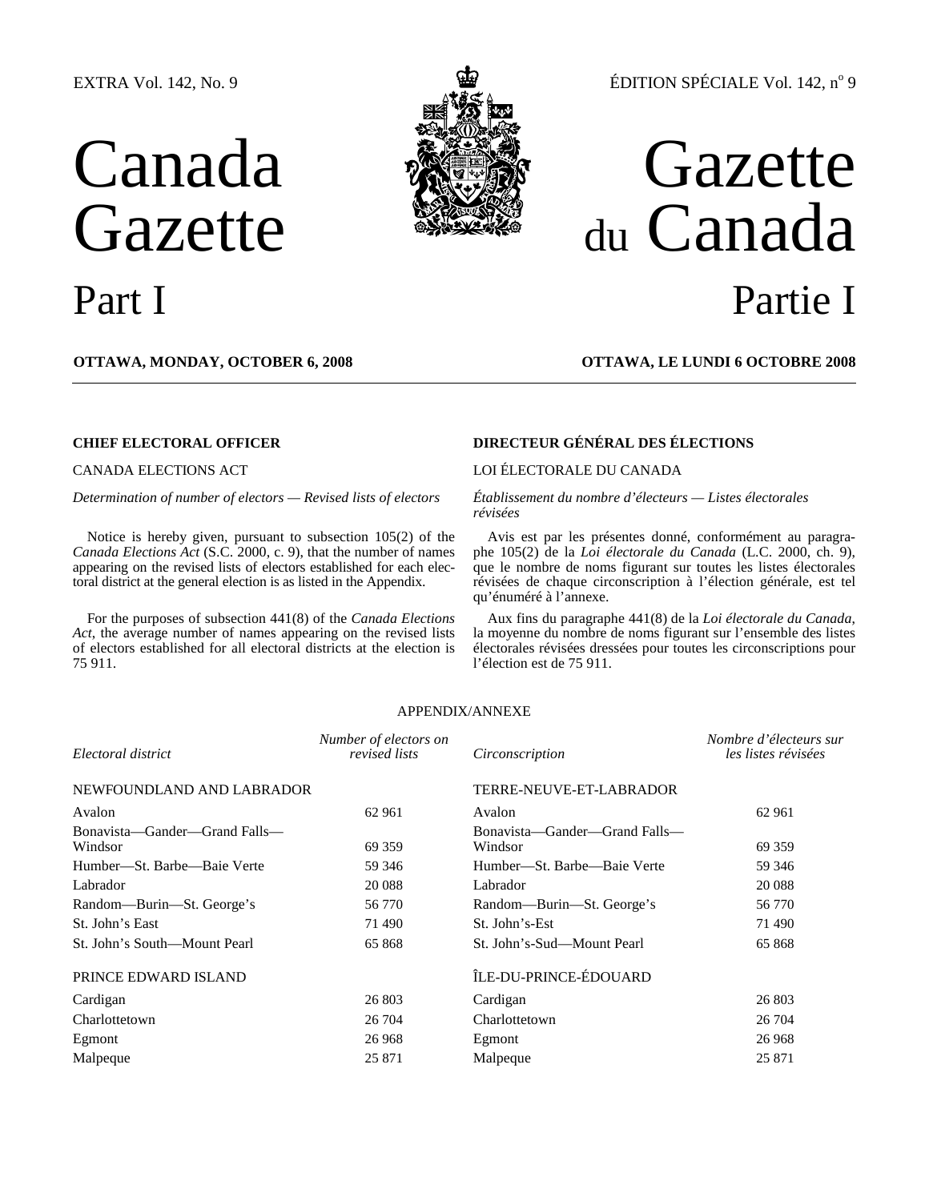EXTRA Vol. 142, No. 9 — ÉDITION SPÉCIALE Vol. 142, nº 9

# Canada Gazette Part I

# Gazette du Canada Partie I

**OTTAWA, MONDAY, OCTOBER 6, 2008**

**OTTAWA, LE LUNDI 6 OCTOBRE 2008**

**CHIEF ELECTORAL OFFICER**

CANADA ELECTIONS ACT

*Determination of number of electors — Revised lists of electors*

Notice is hereby given, pursuant to subsection 105(2) of the *Canada Elections Act* (S.C. 2000, c. 9), that the number of names appearing on the revised lists of electors established for each electoral district at the general election is as listed in the Appendix.

For the purposes of subsection 441(8) of the *Canada Elections Act*, the average number of names appearing on the revised lists of electors established for all electoral districts at the election is 75 911.

**DIRECTEUR GÉNÉRAL DES ÉLECTIONS**

LOI ÉLECTORALE DU CANADA

*Établissement du nombre d'électeurs — Listes électorales révisées*

Avis est par les présentes donné, conformément au paragraphe 105(2) de la *Loi électorale du Canada* (L.C. 2000, ch. 9), que le nombre de noms figurant sur toutes les listes électorales révisées de chaque circonscription à l'élection générale, est tel qu'énuméré à l'annexe.

Aux fins du paragraphe 441(8) de la *Loi électorale du Canada*, la moyenne du nombre de noms figurant sur l'ensemble des listes électorales révisées dressées pour toutes les circonscriptions pour l'élection est de 75 911.

APPENDIX/ANNEXE

| *Electoral district* | *Number of electors on revised lists* | *Circonscription* | *Nombre d'électeurs sur les listes révisées* |
|---|---|---|---|
| NEWFOUNDLAND AND LABRADOR | | TERRE-NEUVE-ET-LABRADOR | |
| Avalon | 62 961 | Avalon | 62 961 |
| Bonavista—Gander—Grand Falls—Windsor | 69 359 | Bonavista—Gander—Grand Falls—Windsor | 69 359 |
| Humber—St. Barbe—Baie Verte | 59 346 | Humber—St. Barbe—Baie Verte | 59 346 |
| Labrador | 20 088 | Labrador | 20 088 |
| Random—Burin—St. George's | 56 770 | Random—Burin—St. George's | 56 770 |
| St. John's East | 71 490 | St. John's-Est | 71 490 |
| St. John's South—Mount Pearl | 65 868 | St. John's-Sud—Mount Pearl | 65 868 |
| PRINCE EDWARD ISLAND | | ÎLE-DU-PRINCE-ÉDOUARD | |
| Cardigan | 26 803 | Cardigan | 26 803 |
| Charlottetown | 26 704 | Charlottetown | 26 704 |
| Egmont | 26 968 | Egmont | 26 968 |
| Malpeque | 25 871 | Malpeque | 25 871 |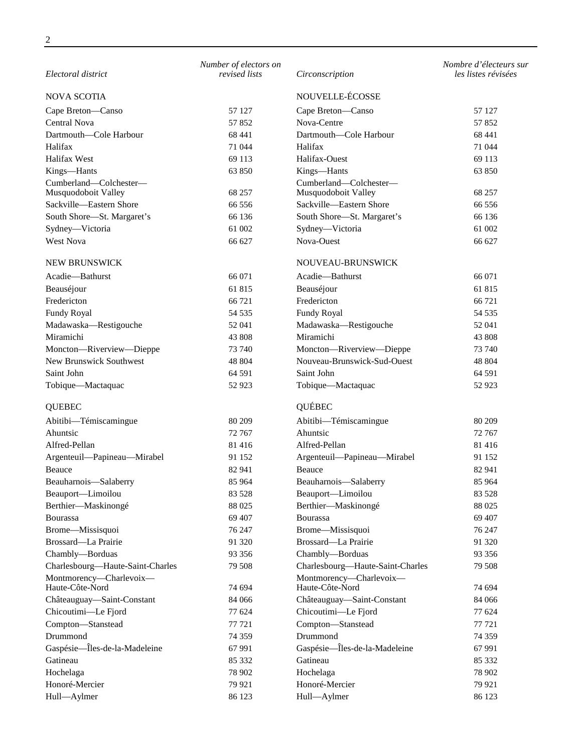| Electoral district | Number of electors on revised lists | Circonscription | Nombre d'électeurs sur les listes révisées |
|---|---|---|---|
| NOVA SCOTIA | | NOUVELLE-ÉCOSSE | |
| Cape Breton—Canso | 57 127 | Cape Breton—Canso | 57 127 |
| Central Nova | 57 852 | Nova-Centre | 57 852 |
| Dartmouth—Cole Harbour | 68 441 | Dartmouth—Cole Harbour | 68 441 |
| Halifax | 71 044 | Halifax | 71 044 |
| Halifax West | 69 113 | Halifax-Ouest | 69 113 |
| Kings—Hants | 63 850 | Kings—Hants | 63 850 |
| Cumberland—Colchester—Musquodoboit Valley | 68 257 | Cumberland—Colchester—Musquodoboit Valley | 68 257 |
| Sackville—Eastern Shore | 66 556 | Sackville—Eastern Shore | 66 556 |
| South Shore—St. Margaret's | 66 136 | South Shore—St. Margaret's | 66 136 |
| Sydney—Victoria | 61 002 | Sydney—Victoria | 61 002 |
| West Nova | 66 627 | Nova-Ouest | 66 627 |
| NEW BRUNSWICK | | NOUVEAU-BRUNSWICK | |
| Acadie—Bathurst | 66 071 | Acadie—Bathurst | 66 071 |
| Beauséjour | 61 815 | Beauséjour | 61 815 |
| Fredericton | 66 721 | Fredericton | 66 721 |
| Fundy Royal | 54 535 | Fundy Royal | 54 535 |
| Madawaska—Restigouche | 52 041 | Madawaska—Restigouche | 52 041 |
| Miramichi | 43 808 | Miramichi | 43 808 |
| Moncton—Riverview—Dieppe | 73 740 | Moncton—Riverview—Dieppe | 73 740 |
| New Brunswick Southwest | 48 804 | Nouveau-Brunswick-Sud-Ouest | 48 804 |
| Saint John | 64 591 | Saint John | 64 591 |
| Tobique—Mactaquac | 52 923 | Tobique—Mactaquac | 52 923 |
| QUEBEC | | QUÉBEC | |
| Abitibi—Témiscamingue | 80 209 | Abitibi—Témiscamingue | 80 209 |
| Ahuntsic | 72 767 | Ahuntsic | 72 767 |
| Alfred-Pellan | 81 416 | Alfred-Pellan | 81 416 |
| Argenteuil—Papineau—Mirabel | 91 152 | Argenteuil—Papineau—Mirabel | 91 152 |
| Beauce | 82 941 | Beauce | 82 941 |
| Beauharnois—Salaberry | 85 964 | Beauharnois—Salaberry | 85 964 |
| Beauport—Limoilou | 83 528 | Beauport—Limoilou | 83 528 |
| Berthier—Maskinongé | 88 025 | Berthier—Maskinongé | 88 025 |
| Bourassa | 69 407 | Bourassa | 69 407 |
| Brome—Missisquoi | 76 247 | Brome—Missisquoi | 76 247 |
| Brossard—La Prairie | 91 320 | Brossard—La Prairie | 91 320 |
| Chambly—Borduas | 93 356 | Chambly—Borduas | 93 356 |
| Charlesbourg—Haute-Saint-Charles | 79 508 | Charlesbourg—Haute-Saint-Charles | 79 508 |
| Montmorency—Charlevoix—Haute-Côte-Nord | 74 694 | Montmorency—Charlevoix—Haute-Côte-Nord | 74 694 |
| Châteauguay—Saint-Constant | 84 066 | Châteauguay—Saint-Constant | 84 066 |
| Chicoutimi—Le Fjord | 77 624 | Chicoutimi—Le Fjord | 77 624 |
| Compton—Stanstead | 77 721 | Compton—Stanstead | 77 721 |
| Drummond | 74 359 | Drummond | 74 359 |
| Gaspésie—Îles-de-la-Madeleine | 67 991 | Gaspésie—Îles-de-la-Madeleine | 67 991 |
| Gatineau | 85 332 | Gatineau | 85 332 |
| Hochelaga | 78 902 | Hochelaga | 78 902 |
| Honoré-Mercier | 79 921 | Honoré-Mercier | 79 921 |
| Hull—Aylmer | 86 123 | Hull—Aylmer | 86 123 |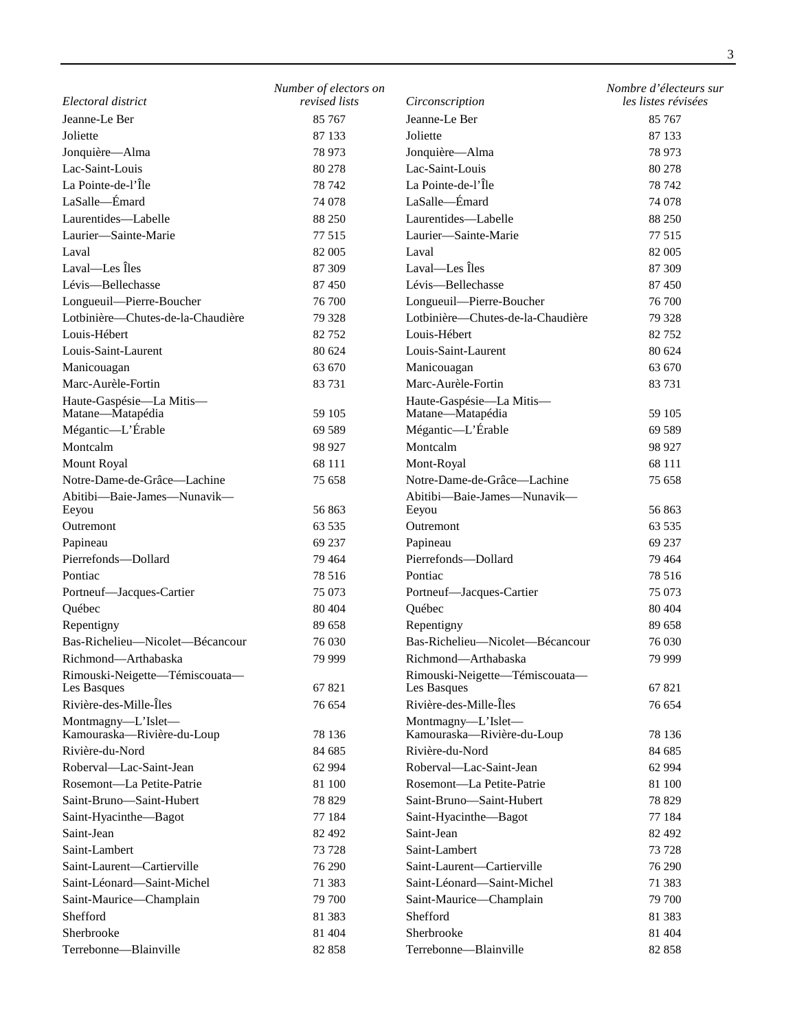| *Electoral district* | *Number of electors on revised lists* | *Circonscription* | *Nombre d'électeurs sur les listes révisées* |
|---|---|---|---|
| Jeanne-Le Ber | 85 767 | Jeanne-Le Ber | 85 767 |
| Joliette | 87 133 | Joliette | 87 133 |
| Jonquière—Alma | 78 973 | Jonquière—Alma | 78 973 |
| Lac-Saint-Louis | 80 278 | Lac-Saint-Louis | 80 278 |
| La Pointe-de-l'Île | 78 742 | La Pointe-de-l'Île | 78 742 |
| LaSalle—Émard | 74 078 | LaSalle—Émard | 74 078 |
| Laurentides—Labelle | 88 250 | Laurentides—Labelle | 88 250 |
| Laurier—Sainte-Marie | 77 515 | Laurier—Sainte-Marie | 77 515 |
| Laval | 82 005 | Laval | 82 005 |
| Laval—Les Îles | 87 309 | Laval—Les Îles | 87 309 |
| Lévis—Bellechasse | 87 450 | Lévis—Bellechasse | 87 450 |
| Longueuil—Pierre-Boucher | 76 700 | Longueuil—Pierre-Boucher | 76 700 |
| Lotbinière—Chutes-de-la-Chaudière | 79 328 | Lotbinière—Chutes-de-la-Chaudière | 79 328 |
| Louis-Hébert | 82 752 | Louis-Hébert | 82 752 |
| Louis-Saint-Laurent | 80 624 | Louis-Saint-Laurent | 80 624 |
| Manicouagan | 63 670 | Manicouagan | 63 670 |
| Marc-Aurèle-Fortin | 83 731 | Marc-Aurèle-Fortin | 83 731 |
| Haute-Gaspésie—La Mitis—Matane—Matapédia | 59 105 | Haute-Gaspésie—La Mitis—Matane—Matapédia | 59 105 |
| Mégantic—L'Érable | 69 589 | Mégantic—L'Érable | 69 589 |
| Montcalm | 98 927 | Montcalm | 98 927 |
| Mount Royal | 68 111 | Mont-Royal | 68 111 |
| Notre-Dame-de-Grâce—Lachine | 75 658 | Notre-Dame-de-Grâce—Lachine | 75 658 |
| Abitibi—Baie-James—Nunavik—Eeyou | 56 863 | Abitibi—Baie-James—Nunavik—Eeyou | 56 863 |
| Outremont | 63 535 | Outremont | 63 535 |
| Papineau | 69 237 | Papineau | 69 237 |
| Pierrefonds—Dollard | 79 464 | Pierrefonds—Dollard | 79 464 |
| Pontiac | 78 516 | Pontiac | 78 516 |
| Portneuf—Jacques-Cartier | 75 073 | Portneuf—Jacques-Cartier | 75 073 |
| Québec | 80 404 | Québec | 80 404 |
| Repentigny | 89 658 | Repentigny | 89 658 |
| Bas-Richelieu—Nicolet—Bécancour | 76 030 | Bas-Richelieu—Nicolet—Bécancour | 76 030 |
| Richmond—Arthabaska | 79 999 | Richmond—Arthabaska | 79 999 |
| Rimouski-Neigette—Témiscouata—Les Basques | 67 821 | Rimouski-Neigette—Témiscouata—Les Basques | 67 821 |
| Rivière-des-Mille-Îles | 76 654 | Rivière-des-Mille-Îles | 76 654 |
| Montmagny—L'Islet—Kamouraska—Rivière-du-Loup | 78 136 | Montmagny—L'Islet—Kamouraska—Rivière-du-Loup | 78 136 |
| Rivière-du-Nord | 84 685 | Rivière-du-Nord | 84 685 |
| Roberval—Lac-Saint-Jean | 62 994 | Roberval—Lac-Saint-Jean | 62 994 |
| Rosemont—La Petite-Patrie | 81 100 | Rosemont—La Petite-Patrie | 81 100 |
| Saint-Bruno—Saint-Hubert | 78 829 | Saint-Bruno—Saint-Hubert | 78 829 |
| Saint-Hyacinthe—Bagot | 77 184 | Saint-Hyacinthe—Bagot | 77 184 |
| Saint-Jean | 82 492 | Saint-Jean | 82 492 |
| Saint-Lambert | 73 728 | Saint-Lambert | 73 728 |
| Saint-Laurent—Cartierville | 76 290 | Saint-Laurent—Cartierville | 76 290 |
| Saint-Léonard—Saint-Michel | 71 383 | Saint-Léonard—Saint-Michel | 71 383 |
| Saint-Maurice—Champlain | 79 700 | Saint-Maurice—Champlain | 79 700 |
| Shefford | 81 383 | Shefford | 81 383 |
| Sherbrooke | 81 404 | Sherbrooke | 81 404 |
| Terrebonne—Blainville | 82 858 | Terrebonne—Blainville | 82 858 |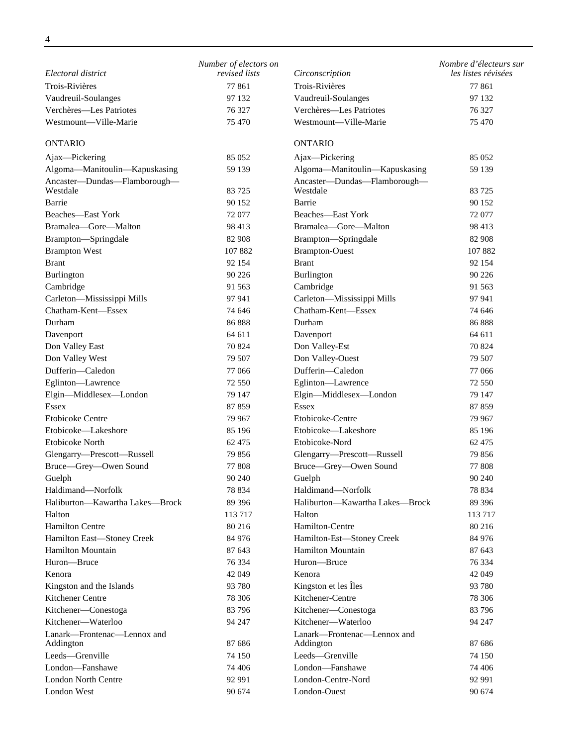| Electoral district | Number of electors on revised lists | Circonscription | Nombre d'électeurs sur les listes révisées |
|---|---|---|---|
| Trois-Rivières | 77 861 | Trois-Rivières | 77 861 |
| Vaudreuil-Soulanges | 97 132 | Vaudreuil-Soulanges | 97 132 |
| Verchères—Les Patriotes | 76 327 | Verchères—Les Patriotes | 76 327 |
| Westmount—Ville-Marie | 75 470 | Westmount—Ville-Marie | 75 470 |
| ONTARIO | | ONTARIO | |
| Ajax—Pickering | 85 052 | Ajax—Pickering | 85 052 |
| Algoma—Manitoulin—Kapuskasing | 59 139 | Algoma—Manitoulin—Kapuskasing | 59 139 |
| Ancaster—Dundas—Flamborough—Westdale | 83 725 | Ancaster—Dundas—Flamborough—Westdale | 83 725 |
| Barrie | 90 152 | Barrie | 90 152 |
| Beaches—East York | 72 077 | Beaches—East York | 72 077 |
| Bramalea—Gore—Malton | 98 413 | Bramalea—Gore—Malton | 98 413 |
| Brampton—Springdale | 82 908 | Brampton—Springdale | 82 908 |
| Brampton West | 107 882 | Brampton-Ouest | 107 882 |
| Brant | 92 154 | Brant | 92 154 |
| Burlington | 90 226 | Burlington | 90 226 |
| Cambridge | 91 563 | Cambridge | 91 563 |
| Carleton—Mississippi Mills | 97 941 | Carleton—Mississippi Mills | 97 941 |
| Chatham-Kent—Essex | 74 646 | Chatham-Kent—Essex | 74 646 |
| Durham | 86 888 | Durham | 86 888 |
| Davenport | 64 611 | Davenport | 64 611 |
| Don Valley East | 70 824 | Don Valley-Est | 70 824 |
| Don Valley West | 79 507 | Don Valley-Ouest | 79 507 |
| Dufferin—Caledon | 77 066 | Dufferin—Caledon | 77 066 |
| Eglinton—Lawrence | 72 550 | Eglinton—Lawrence | 72 550 |
| Elgin—Middlesex—London | 79 147 | Elgin—Middlesex—London | 79 147 |
| Essex | 87 859 | Essex | 87 859 |
| Etobicoke Centre | 79 967 | Etobicoke-Centre | 79 967 |
| Etobicoke—Lakeshore | 85 196 | Etobicoke—Lakeshore | 85 196 |
| Etobicoke North | 62 475 | Etobicoke-Nord | 62 475 |
| Glengarry—Prescott—Russell | 79 856 | Glengarry—Prescott—Russell | 79 856 |
| Bruce—Grey—Owen Sound | 77 808 | Bruce—Grey—Owen Sound | 77 808 |
| Guelph | 90 240 | Guelph | 90 240 |
| Haldimand—Norfolk | 78 834 | Haldimand—Norfolk | 78 834 |
| Haliburton—Kawartha Lakes—Brock | 89 396 | Haliburton—Kawartha Lakes—Brock | 89 396 |
| Halton | 113 717 | Halton | 113 717 |
| Hamilton Centre | 80 216 | Hamilton-Centre | 80 216 |
| Hamilton East—Stoney Creek | 84 976 | Hamilton-Est—Stoney Creek | 84 976 |
| Hamilton Mountain | 87 643 | Hamilton Mountain | 87 643 |
| Huron—Bruce | 76 334 | Huron—Bruce | 76 334 |
| Kenora | 42 049 | Kenora | 42 049 |
| Kingston and the Islands | 93 780 | Kingston et les Îles | 93 780 |
| Kitchener Centre | 78 306 | Kitchener-Centre | 78 306 |
| Kitchener—Conestoga | 83 796 | Kitchener—Conestoga | 83 796 |
| Kitchener—Waterloo | 94 247 | Kitchener—Waterloo | 94 247 |
| Lanark—Frontenac—Lennox and Addington | 87 686 | Lanark—Frontenac—Lennox and Addington | 87 686 |
| Leeds—Grenville | 74 150 | Leeds—Grenville | 74 150 |
| London—Fanshawe | 74 406 | London—Fanshawe | 74 406 |
| London North Centre | 92 991 | London-Centre-Nord | 92 991 |
| London West | 90 674 | London-Ouest | 90 674 |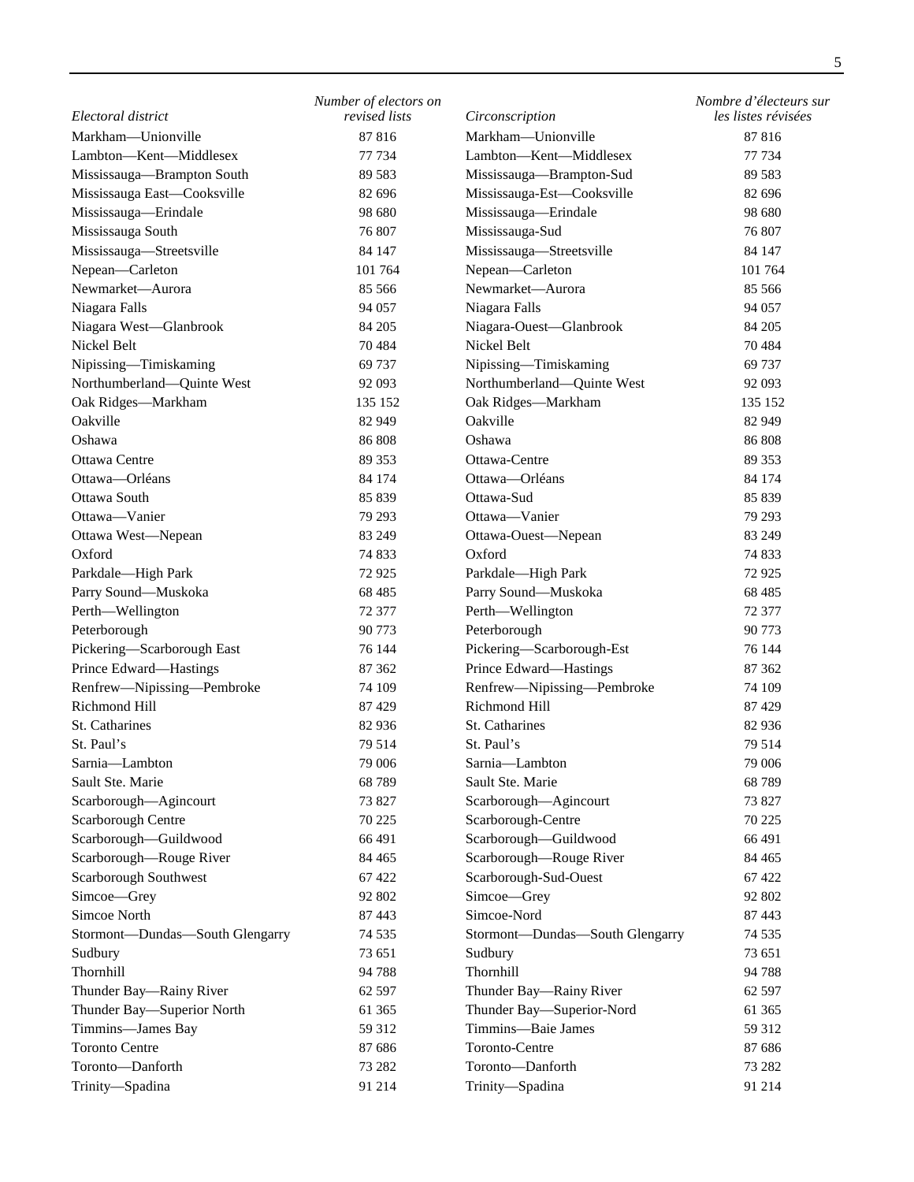| *Electoral district* | *Number of electors on revised lists* | *Circonscription* | *Nombre d’électeurs sur les listes révisées* |
|---|---|---|---|
| Markham—Unionville | 87 816 | Markham—Unionville | 87 816 |
| Lambton—Kent—Middlesex | 77 734 | Lambton—Kent—Middlesex | 77 734 |
| Mississauga—Brampton South | 89 583 | Mississauga—Brampton-Sud | 89 583 |
| Mississauga East—Cooksville | 82 696 | Mississauga-Est—Cooksville | 82 696 |
| Mississauga—Erindale | 98 680 | Mississauga—Erindale | 98 680 |
| Mississauga South | 76 807 | Mississauga-Sud | 76 807 |
| Mississauga—Streetsville | 84 147 | Mississauga—Streetsville | 84 147 |
| Nepean—Carleton | 101 764 | Nepean—Carleton | 101 764 |
| Newmarket—Aurora | 85 566 | Newmarket—Aurora | 85 566 |
| Niagara Falls | 94 057 | Niagara Falls | 94 057 |
| Niagara West—Glanbrook | 84 205 | Niagara-Ouest—Glanbrook | 84 205 |
| Nickel Belt | 70 484 | Nickel Belt | 70 484 |
| Nipissing—Timiskaming | 69 737 | Nipissing—Timiskaming | 69 737 |
| Northumberland—Quinte West | 92 093 | Northumberland—Quinte West | 92 093 |
| Oak Ridges—Markham | 135 152 | Oak Ridges—Markham | 135 152 |
| Oakville | 82 949 | Oakville | 82 949 |
| Oshawa | 86 808 | Oshawa | 86 808 |
| Ottawa Centre | 89 353 | Ottawa-Centre | 89 353 |
| Ottawa—Orléans | 84 174 | Ottawa—Orléans | 84 174 |
| Ottawa South | 85 839 | Ottawa-Sud | 85 839 |
| Ottawa—Vanier | 79 293 | Ottawa—Vanier | 79 293 |
| Ottawa West—Nepean | 83 249 | Ottawa-Ouest—Nepean | 83 249 |
| Oxford | 74 833 | Oxford | 74 833 |
| Parkdale—High Park | 72 925 | Parkdale—High Park | 72 925 |
| Parry Sound—Muskoka | 68 485 | Parry Sound—Muskoka | 68 485 |
| Perth—Wellington | 72 377 | Perth—Wellington | 72 377 |
| Peterborough | 90 773 | Peterborough | 90 773 |
| Pickering—Scarborough East | 76 144 | Pickering—Scarborough-Est | 76 144 |
| Prince Edward—Hastings | 87 362 | Prince Edward—Hastings | 87 362 |
| Renfrew—Nipissing—Pembroke | 74 109 | Renfrew—Nipissing—Pembroke | 74 109 |
| Richmond Hill | 87 429 | Richmond Hill | 87 429 |
| St. Catharines | 82 936 | St. Catharines | 82 936 |
| St. Paul’s | 79 514 | St. Paul’s | 79 514 |
| Sarnia—Lambton | 79 006 | Sarnia—Lambton | 79 006 |
| Sault Ste. Marie | 68 789 | Sault Ste. Marie | 68 789 |
| Scarborough—Agincourt | 73 827 | Scarborough—Agincourt | 73 827 |
| Scarborough Centre | 70 225 | Scarborough-Centre | 70 225 |
| Scarborough—Guildwood | 66 491 | Scarborough—Guildwood | 66 491 |
| Scarborough—Rouge River | 84 465 | Scarborough—Rouge River | 84 465 |
| Scarborough Southwest | 67 422 | Scarborough-Sud-Ouest | 67 422 |
| Simcoe—Grey | 92 802 | Simcoe—Grey | 92 802 |
| Simcoe North | 87 443 | Simcoe-Nord | 87 443 |
| Stormont—Dundas—South Glengarry | 74 535 | Stormont—Dundas—South Glengarry | 74 535 |
| Sudbury | 73 651 | Sudbury | 73 651 |
| Thornhill | 94 788 | Thornhill | 94 788 |
| Thunder Bay—Rainy River | 62 597 | Thunder Bay—Rainy River | 62 597 |
| Thunder Bay—Superior North | 61 365 | Thunder Bay—Superior-Nord | 61 365 |
| Timmins—James Bay | 59 312 | Timmins—Baie James | 59 312 |
| Toronto Centre | 87 686 | Toronto-Centre | 87 686 |
| Toronto—Danforth | 73 282 | Toronto—Danforth | 73 282 |
| Trinity—Spadina | 91 214 | Trinity—Spadina | 91 214 |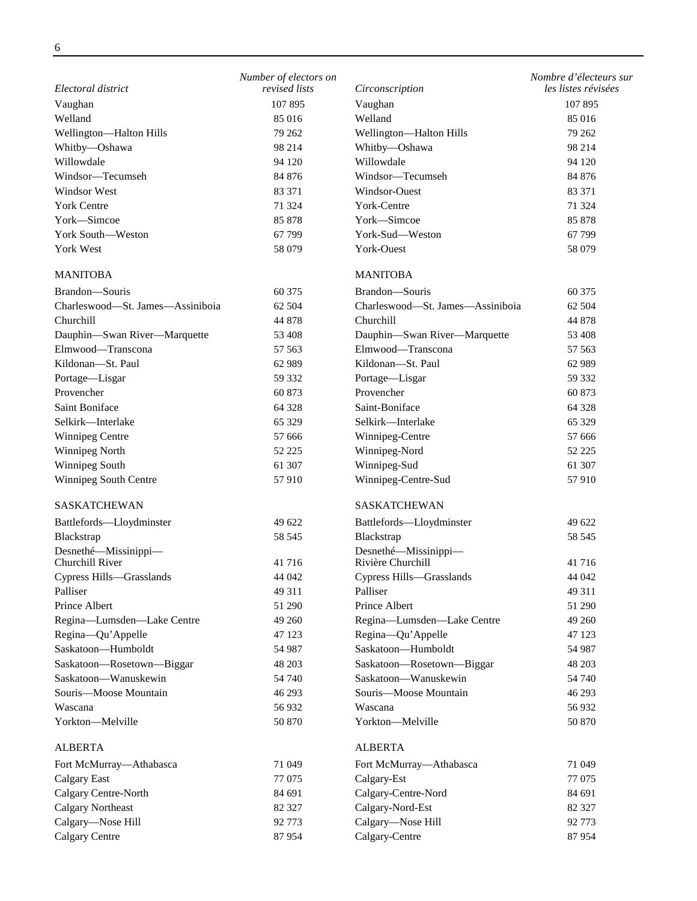| Electoral district | Number of electors on revised lists | Circonscription | Nombre d'électeurs sur les listes révisées |
|---|---|---|---|
| Vaughan | 107 895 | Vaughan | 107 895 |
| Welland | 85 016 | Welland | 85 016 |
| Wellington—Halton Hills | 79 262 | Wellington—Halton Hills | 79 262 |
| Whitby—Oshawa | 98 214 | Whitby—Oshawa | 98 214 |
| Willowdale | 94 120 | Willowdale | 94 120 |
| Windsor—Tecumseh | 84 876 | Windsor—Tecumseh | 84 876 |
| Windsor West | 83 371 | Windsor-Ouest | 83 371 |
| York Centre | 71 324 | York-Centre | 71 324 |
| York—Simcoe | 85 878 | York—Simcoe | 85 878 |
| York South—Weston | 67 799 | York-Sud—Weston | 67 799 |
| York West | 58 079 | York-Ouest | 58 079 |
| MANITOBA | | MANITOBA | |
| Brandon—Souris | 60 375 | Brandon—Souris | 60 375 |
| Charleswood—St. James—Assiniboia | 62 504 | Charleswood—St. James—Assiniboia | 62 504 |
| Churchill | 44 878 | Churchill | 44 878 |
| Dauphin—Swan River—Marquette | 53 408 | Dauphin—Swan River—Marquette | 53 408 |
| Elmwood—Transcona | 57 563 | Elmwood—Transcona | 57 563 |
| Kildonan—St. Paul | 62 989 | Kildonan—St. Paul | 62 989 |
| Portage—Lisgar | 59 332 | Portage—Lisgar | 59 332 |
| Provencher | 60 873 | Provencher | 60 873 |
| Saint Boniface | 64 328 | Saint-Boniface | 64 328 |
| Selkirk—Interlake | 65 329 | Selkirk—Interlake | 65 329 |
| Winnipeg Centre | 57 666 | Winnipeg-Centre | 57 666 |
| Winnipeg North | 52 225 | Winnipeg-Nord | 52 225 |
| Winnipeg South | 61 307 | Winnipeg-Sud | 61 307 |
| Winnipeg South Centre | 57 910 | Winnipeg-Centre-Sud | 57 910 |
| SASKATCHEWAN | | SASKATCHEWAN | |
| Battlefords—Lloydminster | 49 622 | Battlefords—Lloydminster | 49 622 |
| Blackstrap | 58 545 | Blackstrap | 58 545 |
| Desnethé—Missinippi—Churchill River | 41 716 | Desnethé—Missinippi—Rivière Churchill | 41 716 |
| Cypress Hills—Grasslands | 44 042 | Cypress Hills—Grasslands | 44 042 |
| Palliser | 49 311 | Palliser | 49 311 |
| Prince Albert | 51 290 | Prince Albert | 51 290 |
| Regina—Lumsden—Lake Centre | 49 260 | Regina—Lumsden—Lake Centre | 49 260 |
| Regina—Qu'Appelle | 47 123 | Regina—Qu'Appelle | 47 123 |
| Saskatoon—Humboldt | 54 987 | Saskatoon—Humboldt | 54 987 |
| Saskatoon—Rosetown—Biggar | 48 203 | Saskatoon—Rosetown—Biggar | 48 203 |
| Saskatoon—Wanuskewin | 54 740 | Saskatoon—Wanuskewin | 54 740 |
| Souris—Moose Mountain | 46 293 | Souris—Moose Mountain | 46 293 |
| Wascana | 56 932 | Wascana | 56 932 |
| Yorkton—Melville | 50 870 | Yorkton—Melville | 50 870 |
| ALBERTA | | ALBERTA | |
| Fort McMurray—Athabasca | 71 049 | Fort McMurray—Athabasca | 71 049 |
| Calgary East | 77 075 | Calgary-Est | 77 075 |
| Calgary Centre-North | 84 691 | Calgary-Centre-Nord | 84 691 |
| Calgary Northeast | 82 327 | Calgary-Nord-Est | 82 327 |
| Calgary—Nose Hill | 92 773 | Calgary—Nose Hill | 92 773 |
| Calgary Centre | 87 954 | Calgary-Centre | 87 954 |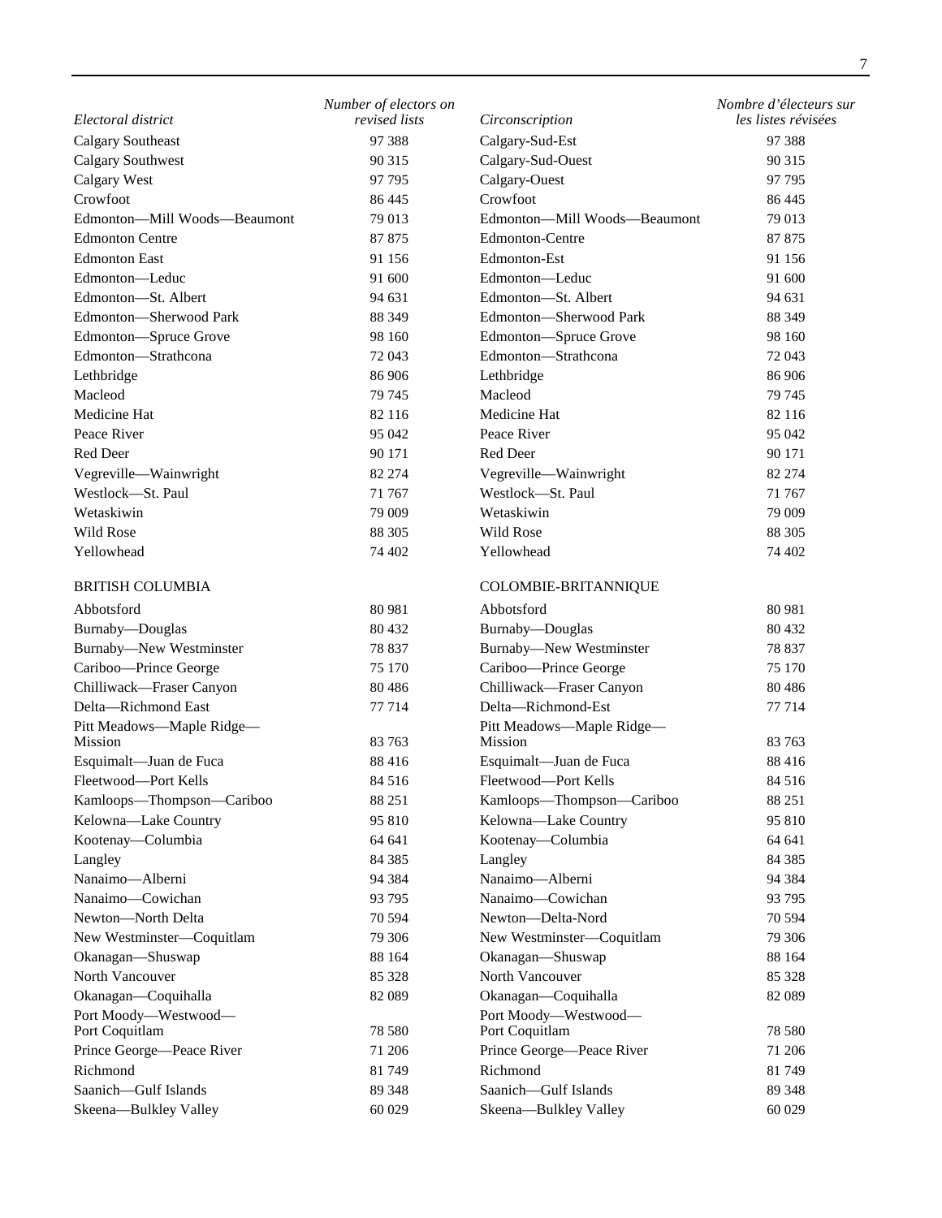| Electoral district | Number of electors on revised lists | Circonscription | Nombre d'électeurs sur les listes révisées |
|---|---|---|---|
| Calgary Southeast | 97 388 | Calgary-Sud-Est | 97 388 |
| Calgary Southwest | 90 315 | Calgary-Sud-Ouest | 90 315 |
| Calgary West | 97 795 | Calgary-Ouest | 97 795 |
| Crowfoot | 86 445 | Crowfoot | 86 445 |
| Edmonton—Mill Woods—Beaumont | 79 013 | Edmonton—Mill Woods—Beaumont | 79 013 |
| Edmonton Centre | 87 875 | Edmonton-Centre | 87 875 |
| Edmonton East | 91 156 | Edmonton-Est | 91 156 |
| Edmonton—Leduc | 91 600 | Edmonton—Leduc | 91 600 |
| Edmonton—St. Albert | 94 631 | Edmonton—St. Albert | 94 631 |
| Edmonton—Sherwood Park | 88 349 | Edmonton—Sherwood Park | 88 349 |
| Edmonton—Spruce Grove | 98 160 | Edmonton—Spruce Grove | 98 160 |
| Edmonton—Strathcona | 72 043 | Edmonton—Strathcona | 72 043 |
| Lethbridge | 86 906 | Lethbridge | 86 906 |
| Macleod | 79 745 | Macleod | 79 745 |
| Medicine Hat | 82 116 | Medicine Hat | 82 116 |
| Peace River | 95 042 | Peace River | 95 042 |
| Red Deer | 90 171 | Red Deer | 90 171 |
| Vegreville—Wainwright | 82 274 | Vegreville—Wainwright | 82 274 |
| Westlock—St. Paul | 71 767 | Westlock—St. Paul | 71 767 |
| Wetaskiwin | 79 009 | Wetaskiwin | 79 009 |
| Wild Rose | 88 305 | Wild Rose | 88 305 |
| Yellowhead | 74 402 | Yellowhead | 74 402 |
| BRITISH COLUMBIA | | COLOMBIE-BRITANNIQUE | |
| Abbotsford | 80 981 | Abbotsford | 80 981 |
| Burnaby—Douglas | 80 432 | Burnaby—Douglas | 80 432 |
| Burnaby—New Westminster | 78 837 | Burnaby—New Westminster | 78 837 |
| Cariboo—Prince George | 75 170 | Cariboo—Prince George | 75 170 |
| Chilliwack—Fraser Canyon | 80 486 | Chilliwack—Fraser Canyon | 80 486 |
| Delta—Richmond East | 77 714 | Delta—Richmond-Est | 77 714 |
| Pitt Meadows—Maple Ridge—Mission | 83 763 | Pitt Meadows—Maple Ridge—Mission | 83 763 |
| Esquimalt—Juan de Fuca | 88 416 | Esquimalt—Juan de Fuca | 88 416 |
| Fleetwood—Port Kells | 84 516 | Fleetwood—Port Kells | 84 516 |
| Kamloops—Thompson—Cariboo | 88 251 | Kamloops—Thompson—Cariboo | 88 251 |
| Kelowna—Lake Country | 95 810 | Kelowna—Lake Country | 95 810 |
| Kootenay—Columbia | 64 641 | Kootenay—Columbia | 64 641 |
| Langley | 84 385 | Langley | 84 385 |
| Nanaimo—Alberni | 94 384 | Nanaimo—Alberni | 94 384 |
| Nanaimo—Cowichan | 93 795 | Nanaimo—Cowichan | 93 795 |
| Newton—North Delta | 70 594 | Newton—Delta-Nord | 70 594 |
| New Westminster—Coquitlam | 79 306 | New Westminster—Coquitlam | 79 306 |
| Okanagan—Shuswap | 88 164 | Okanagan—Shuswap | 88 164 |
| North Vancouver | 85 328 | North Vancouver | 85 328 |
| Okanagan—Coquihalla | 82 089 | Okanagan—Coquihalla | 82 089 |
| Port Moody—Westwood—Port Coquitlam | 78 580 | Port Moody—Westwood—Port Coquitlam | 78 580 |
| Prince George—Peace River | 71 206 | Prince George—Peace River | 71 206 |
| Richmond | 81 749 | Richmond | 81 749 |
| Saanich—Gulf Islands | 89 348 | Saanich—Gulf Islands | 89 348 |
| Skeena—Bulkley Valley | 60 029 | Skeena—Bulkley Valley | 60 029 |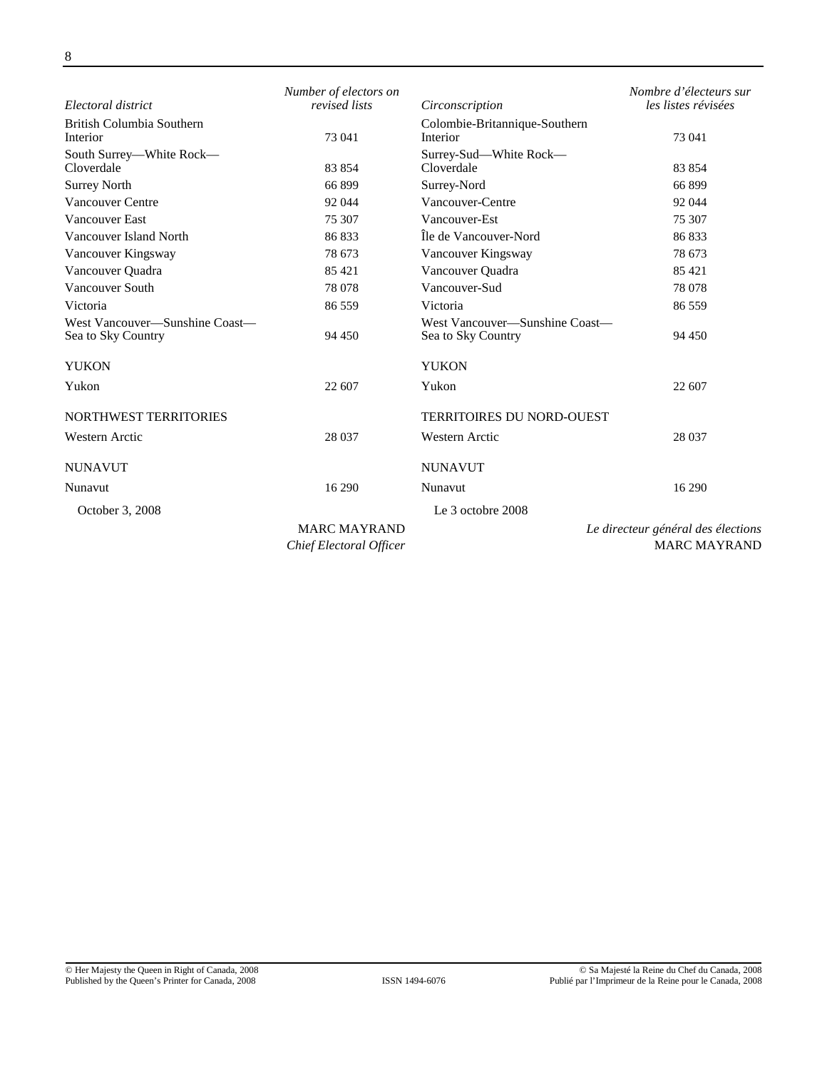| *Electoral district* | *Number of electors on revised lists* | *Circonscription* | *Nombre d'électeurs sur les listes révisées* |
|---|---|---|---|
| British Columbia Southern Interior | 73 041 | Colombie-Britannique-Southern Interior | 73 041 |
| South Surrey—White Rock—Cloverdale | 83 854 | Surrey-Sud—White Rock—Cloverdale | 83 854 |
| Surrey North | 66 899 | Surrey-Nord | 66 899 |
| Vancouver Centre | 92 044 | Vancouver-Centre | 92 044 |
| Vancouver East | 75 307 | Vancouver-Est | 75 307 |
| Vancouver Island North | 86 833 | Île de Vancouver-Nord | 86 833 |
| Vancouver Kingsway | 78 673 | Vancouver Kingsway | 78 673 |
| Vancouver Quadra | 85 421 | Vancouver Quadra | 85 421 |
| Vancouver South | 78 078 | Vancouver-Sud | 78 078 |
| Victoria | 86 559 | Victoria | 86 559 |
| West Vancouver—Sunshine Coast—Sea to Sky Country | 94 450 | West Vancouver—Sunshine Coast—Sea to Sky Country | 94 450 |
| YUKON | | YUKON | |
| Yukon | 22 607 | Yukon | 22 607 |
| NORTHWEST TERRITORIES | | TERRITOIRES DU NORD-OUEST | |
| Western Arctic | 28 037 | Western Arctic | 28 037 |
| NUNAVUT | | NUNAVUT | |
| Nunavut | 16 290 | Nunavut | 16 290 |

October 3, 2008

MARC MAYRAND
*Chief Electoral Officer*

Le 3 octobre 2008

*Le directeur général des élections*
MARC MAYRAND

© Her Majesty the Queen in Right of Canada, 2008
Published by the Queen's Printer for Canada, 2008

ISSN 1494-6076

© Sa Majesté la Reine du Chef du Canada, 2008
Publié par l'Imprimeur de la Reine pour le Canada, 2008